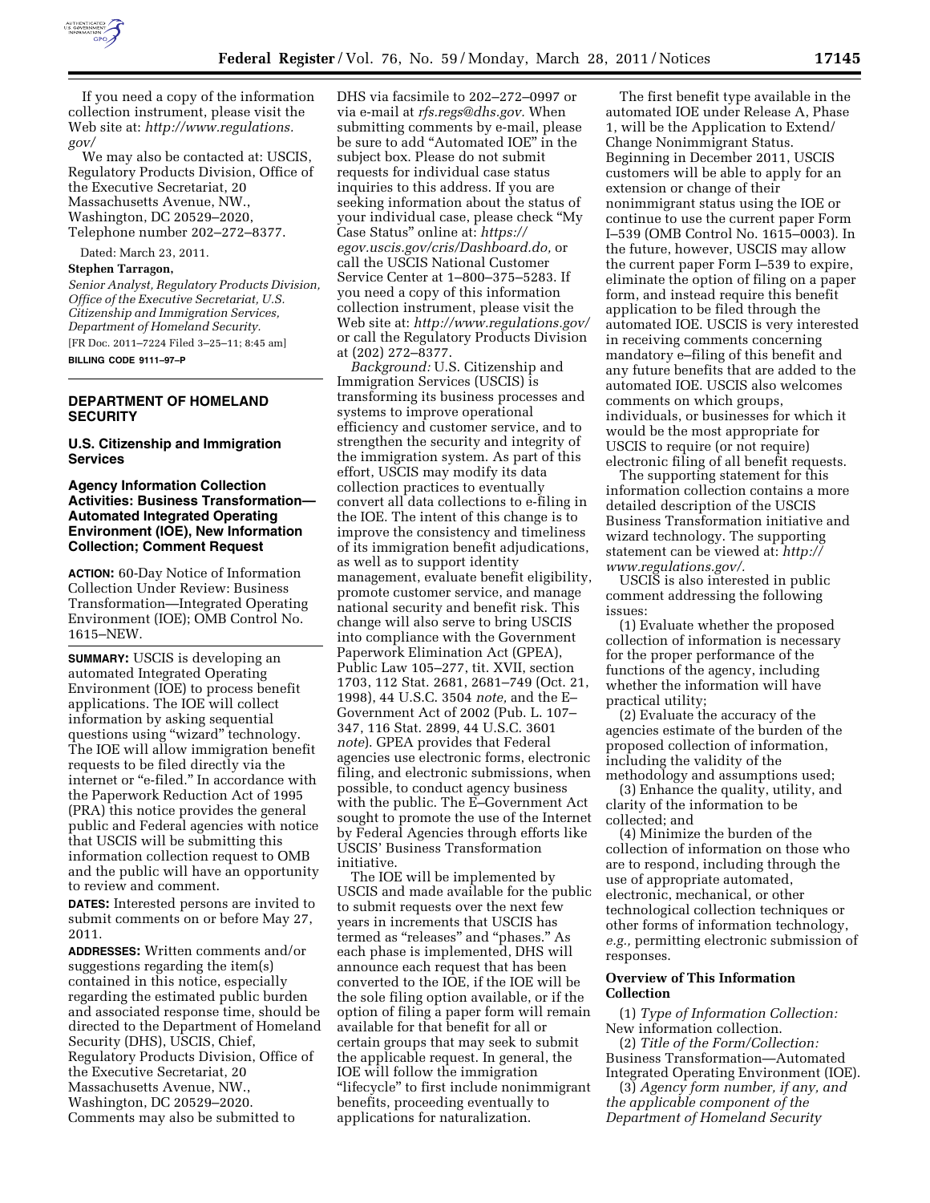If you need a copy of the information collection instrument, please visit the Web site at: *http://www.regulations.gov/*

We may also be contacted at: USCIS, Regulatory Products Division, Office of the Executive Secretariat, 20 Massachusetts Avenue, NW., Washington, DC 20529–2020, Telephone number 202–272–8377.

Dated: March 23, 2011.

**Stephen Tarragon,**

*Senior Analyst, Regulatory Products Division, Office of the Executive Secretariat, U.S. Citizenship and Immigration Services, Department of Homeland Security.*

[FR Doc. 2011–7224 Filed 3–25–11; 8:45 am]

**BILLING CODE 9111–97–P**

## DEPARTMENT OF HOMELAND SECURITY

### U.S. Citizenship and Immigration Services

### Agency Information Collection Activities: Business Transformation—Automated Integrated Operating Environment (IOE), New Information Collection; Comment Request

**ACTION:** 60-Day Notice of Information Collection Under Review: Business Transformation—Integrated Operating Environment (IOE); OMB Control No. 1615–NEW.

**SUMMARY:** USCIS is developing an automated Integrated Operating Environment (IOE) to process benefit applications. The IOE will collect information by asking sequential questions using "wizard" technology. The IOE will allow immigration benefit requests to be filed directly via the internet or "e-filed." In accordance with the Paperwork Reduction Act of 1995 (PRA) this notice provides the general public and Federal agencies with notice that USCIS will be submitting this information collection request to OMB and the public will have an opportunity to review and comment.

**DATES:** Interested persons are invited to submit comments on or before May 27, 2011.

**ADDRESSES:** Written comments and/or suggestions regarding the item(s) contained in this notice, especially regarding the estimated public burden and associated response time, should be directed to the Department of Homeland Security (DHS), USCIS, Chief, Regulatory Products Division, Office of the Executive Secretariat, 20 Massachusetts Avenue, NW., Washington, DC 20529–2020. Comments may also be submitted to DHS via facsimile to 202–272–0997 or via e-mail at *rfs.regs@dhs.gov.* When submitting comments by e-mail, please be sure to add "Automated IOE" in the subject box. Please do not submit requests for individual case status inquiries to this address. If you are seeking information about the status of your individual case, please check "My Case Status" online at: *https://egov.uscis.gov/cris/Dashboard.do,* or call the USCIS National Customer Service Center at 1–800–375–5283. If you need a copy of this information collection instrument, please visit the Web site at: *http://www.regulations.gov/* or call the Regulatory Products Division at (202) 272–8377.

*Background:* U.S. Citizenship and Immigration Services (USCIS) is transforming its business processes and systems to improve operational efficiency and customer service, and to strengthen the security and integrity of the immigration system. As part of this effort, USCIS may modify its data collection practices to eventually convert all data collections to e-filing in the IOE. The intent of this change is to improve the consistency and timeliness of its immigration benefit adjudications, as well as to support identity management, evaluate benefit eligibility, promote customer service, and manage national security and benefit risk. This change will also serve to bring USCIS into compliance with the Government Paperwork Elimination Act (GPEA), Public Law 105–277, tit. XVII, section 1703, 112 Stat. 2681, 2681–749 (Oct. 21, 1998), 44 U.S.C. 3504 *note,* and the E–Government Act of 2002 (Pub. L. 107–347, 116 Stat. 2899, 44 U.S.C. 3601 *note*). GPEA provides that Federal agencies use electronic forms, electronic filing, and electronic submissions, when possible, to conduct agency business with the public. The E–Government Act sought to promote the use of the Internet by Federal Agencies through efforts like USCIS' Business Transformation initiative.

The IOE will be implemented by USCIS and made available for the public to submit requests over the next few years in increments that USCIS has termed as "releases" and "phases." As each phase is implemented, DHS will announce each request that has been converted to the IOE, if the IOE will be the sole filing option available, or if the option of filing a paper form will remain available for that benefit for all or certain groups that may seek to submit the applicable request. In general, the IOE will follow the immigration "lifecycle" to first include nonimmigrant benefits, proceeding eventually to applications for naturalization.

The first benefit type available in the automated IOE under Release A, Phase 1, will be the Application to Extend/Change Nonimmigrant Status. Beginning in December 2011, USCIS customers will be able to apply for an extension or change of their nonimmigrant status using the IOE or continue to use the current paper Form I–539 (OMB Control No. 1615–0003). In the future, however, USCIS may allow the current paper Form I–539 to expire, eliminate the option of filing on a paper form, and instead require this benefit application to be filed through the automated IOE. USCIS is very interested in receiving comments concerning mandatory e–filing of this benefit and any future benefits that are added to the automated IOE. USCIS also welcomes comments on which groups, individuals, or businesses for which it would be the most appropriate for USCIS to require (or not require) electronic filing of all benefit requests.

The supporting statement for this information collection contains a more detailed description of the USCIS Business Transformation initiative and wizard technology. The supporting statement can be viewed at: *http://www.regulations.gov/.*

USCIS is also interested in public comment addressing the following issues:

(1) Evaluate whether the proposed collection of information is necessary for the proper performance of the functions of the agency, including whether the information will have practical utility;

(2) Evaluate the accuracy of the agencies estimate of the burden of the proposed collection of information, including the validity of the methodology and assumptions used;

(3) Enhance the quality, utility, and clarity of the information to be collected; and

(4) Minimize the burden of the collection of information on those who are to respond, including through the use of appropriate automated, electronic, mechanical, or other technological collection techniques or other forms of information technology, *e.g.,* permitting electronic submission of responses.

### Overview of This Information Collection

(1) *Type of Information Collection:* New information collection.

(2) *Title of the Form/Collection:* Business Transformation—Automated Integrated Operating Environment (IOE).

(3) *Agency form number, if any, and the applicable component of the Department of Homeland Security*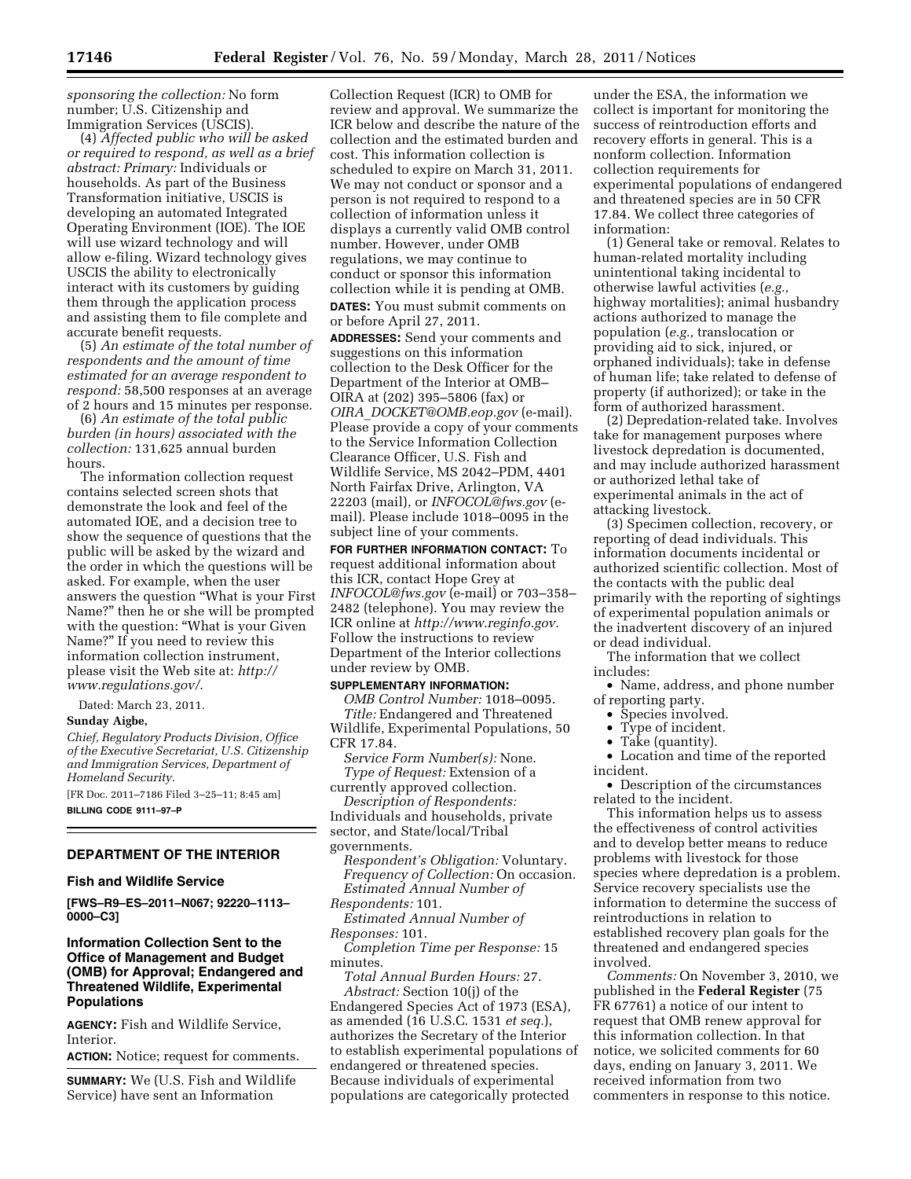*sponsoring the collection:* No form number; U.S. Citizenship and Immigration Services (USCIS).

(4) *Affected public who will be asked or required to respond, as well as a brief abstract: Primary:* Individuals or households. As part of the Business Transformation initiative, USCIS is developing an automated Integrated Operating Environment (IOE). The IOE will use wizard technology and will allow e-filing. Wizard technology gives USCIS the ability to electronically interact with its customers by guiding them through the application process and assisting them to file complete and accurate benefit requests.

(5) *An estimate of the total number of respondents and the amount of time estimated for an average respondent to respond:* 58,500 responses at an average of 2 hours and 15 minutes per response.

(6) *An estimate of the total public burden (in hours) associated with the collection:* 131,625 annual burden hours.

The information collection request contains selected screen shots that demonstrate the look and feel of the automated IOE, and a decision tree to show the sequence of questions that the public will be asked by the wizard and the order in which the questions will be asked. For example, when the user answers the question "What is your First Name?" then he or she will be prompted with the question: "What is your Given Name?" If you need to review this information collection instrument, please visit the Web site at: *http://www.regulations.gov/*.

Dated: March 23, 2011.

**Sunday Aigbe,**

*Chief, Regulatory Products Division, Office of the Executive Secretariat, U.S. Citizenship and Immigration Services, Department of Homeland Security.*

[FR Doc. 2011–7186 Filed 3–25–11; 8:45 am]

**BILLING CODE 9111–97–P**

## DEPARTMENT OF THE INTERIOR

### Fish and Wildlife Service

**[FWS–R9–ES–2011–N067; 92220–1113–0000–C3]**

### Information Collection Sent to the Office of Management and Budget (OMB) for Approval; Endangered and Threatened Wildlife, Experimental Populations

**AGENCY:** Fish and Wildlife Service, Interior.

**ACTION:** Notice; request for comments.

**SUMMARY:** We (U.S. Fish and Wildlife Service) have sent an Information Collection Request (ICR) to OMB for review and approval. We summarize the ICR below and describe the nature of the collection and the estimated burden and cost. This information collection is scheduled to expire on March 31, 2011. We may not conduct or sponsor and a person is not required to respond to a collection of information unless it displays a currently valid OMB control number. However, under OMB regulations, we may continue to conduct or sponsor this information collection while it is pending at OMB.

**DATES:** You must submit comments on or before April 27, 2011.

**ADDRESSES:** Send your comments and suggestions on this information collection to the Desk Officer for the Department of the Interior at OMB–OIRA at (202) 395–5806 (fax) or *OIRA_DOCKET@OMB.eop.gov* (e-mail). Please provide a copy of your comments to the Service Information Collection Clearance Officer, U.S. Fish and Wildlife Service, MS 2042–PDM, 4401 North Fairfax Drive, Arlington, VA 22203 (mail), or *INFOCOL@fws.gov* (e-mail). Please include 1018–0095 in the subject line of your comments.

**FOR FURTHER INFORMATION CONTACT:** To request additional information about this ICR, contact Hope Grey at *INFOCOL@fws.gov* (e-mail) or 703–358–2482 (telephone). You may review the ICR online at *http://www.reginfo.gov.* Follow the instructions to review Department of the Interior collections under review by OMB.

**SUPPLEMENTARY INFORMATION:**

*OMB Control Number:* 1018–0095.

*Title:* Endangered and Threatened Wildlife, Experimental Populations, 50 CFR 17.84.

*Service Form Number(s):* None.

*Type of Request:* Extension of a currently approved collection.

*Description of Respondents:* Individuals and households, private sector, and State/local/Tribal governments.

*Respondent's Obligation:* Voluntary.

*Frequency of Collection:* On occasion.

*Estimated Annual Number of Respondents:* 101.

*Estimated Annual Number of Responses:* 101.

*Completion Time per Response:* 15 minutes.

*Total Annual Burden Hours:* 27.

*Abstract:* Section 10(j) of the Endangered Species Act of 1973 (ESA), as amended (16 U.S.C. 1531 *et seq.*), authorizes the Secretary of the Interior to establish experimental populations of endangered or threatened species. Because individuals of experimental populations are categorically protected under the ESA, the information we collect is important for monitoring the success of reintroduction efforts and recovery efforts in general. This is a nonform collection. Information collection requirements for experimental populations of endangered and threatened species are in 50 CFR 17.84. We collect three categories of information:

(1) General take or removal. Relates to human-related mortality including unintentional taking incidental to otherwise lawful activities (*e.g.,* highway mortalities); animal husbandry actions authorized to manage the population (*e.g.,* translocation or providing aid to sick, injured, or orphaned individuals); take in defense of human life; take related to defense of property (if authorized); or take in the form of authorized harassment.

(2) Depredation-related take. Involves take for management purposes where livestock depredation is documented, and may include authorized harassment or authorized lethal take of experimental animals in the act of attacking livestock.

(3) Specimen collection, recovery, or reporting of dead individuals. This information documents incidental or authorized scientific collection. Most of the contacts with the public deal primarily with the reporting of sightings of experimental population animals or the inadvertent discovery of an injured or dead individual.

The information that we collect includes:

- Name, address, and phone number of reporting party.
- Species involved.
- Type of incident.
- Take (quantity).
- Location and time of the reported incident.
- Description of the circumstances related to the incident.

This information helps us to assess the effectiveness of control activities and to develop better means to reduce problems with livestock for those species where depredation is a problem. Service recovery specialists use the information to determine the success of reintroductions in relation to established recovery plan goals for the threatened and endangered species involved.

*Comments:* On November 3, 2010, we published in the **Federal Register** (75 FR 67761) a notice of our intent to request that OMB renew approval for this information collection. In that notice, we solicited comments for 60 days, ending on January 3, 2011. We received information from two commenters in response to this notice.